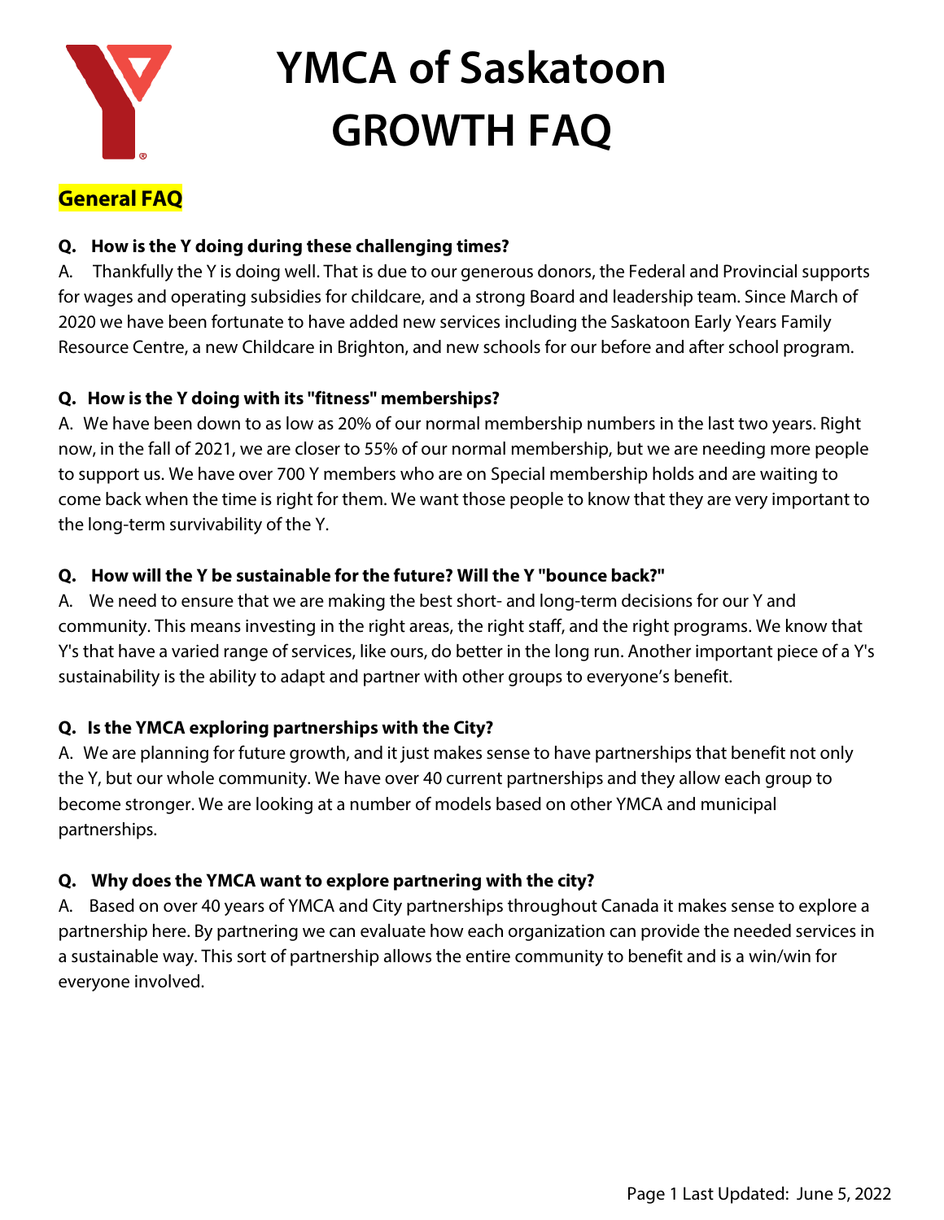# YMCA of Saskatoon GROWTH FAQ

## General FAQ

**Q. How is the Y doing during these challenging times?**

A. Thankfully the Y is doing well. That is due to our generous donors, the Federal and Provincial supports for wages and operating subsidies for childcare, and a strong Board and leadership team. Since March of 2020 we have been fortunate to have added new services including the Saskatoon Early Years Family Resource Centre, a new Childcare in Brighton, and new schools for our before and after school program.

**Q. How is the Y doing with its "fitness" memberships?**

A. We have been down to as low as 20% of our normal membership numbers in the last two years. Right now, in the fall of 2021, we are closer to 55% of our normal membership, but we are needing more people to support us. We have over 700 Y members who are on Special membership holds and are waiting to come back when the time is right for them. We want those people to know that they are very important to the long-term survivability of the Y.

**Q. How will the Y be sustainable for the future? Will the Y "bounce back?"**

A. We need to ensure that we are making the best short- and long-term decisions for our Y and community. This means investing in the right areas, the right staff, and the right programs. We know that Y's that have a varied range of services, like ours, do better in the long run. Another important piece of a Y's sustainability is the ability to adapt and partner with other groups to everyone's benefit.

**Q. Is the YMCA exploring partnerships with the City?**

A. We are planning for future growth, and it just makes sense to have partnerships that benefit not only the Y, but our whole community. We have over 40 current partnerships and they allow each group to become stronger. We are looking at a number of models based on other YMCA and municipal partnerships.

**Q. Why does the YMCA want to explore partnering with the city?**

A. Based on over 40 years of YMCA and City partnerships throughout Canada it makes sense to explore a partnership here. By partnering we can evaluate how each organization can provide the needed services in a sustainable way. This sort of partnership allows the entire community to benefit and is a win/win for everyone involved.

Last Updated: June 5, 2022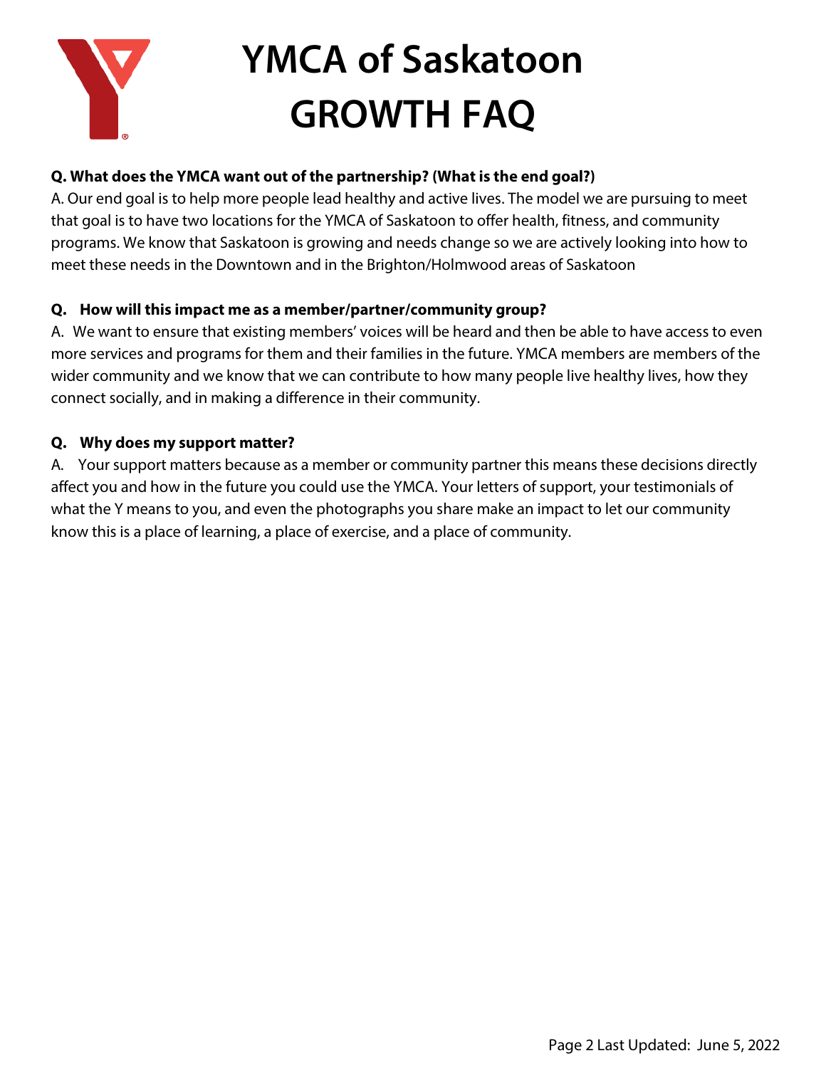# YMCA of Saskatoon GROWTH FAQ

**Q. What does the YMCA want out of the partnership? (What is the end goal?)**

A. Our end goal is to help more people lead healthy and active lives. The model we are pursuing to meet that goal is to have two locations for the YMCA of Saskatoon to offer health, fitness, and community programs. We know that Saskatoon is growing and needs change so we are actively looking into how to meet these needs in the Downtown and in the Brighton/Holmwood areas of Saskatoon

**Q. How will this impact me as a member/partner/community group?**

A. We want to ensure that existing members' voices will be heard and then be able to have access to even more services and programs for them and their families in the future. YMCA members are members of the wider community and we know that we can contribute to how many people live healthy lives, how they connect socially, and in making a difference in their community.

**Q. Why does my support matter?**

A. Your support matters because as a member or community partner this means these decisions directly affect you and how in the future you could use the YMCA. Your letters of support, your testimonials of what the Y means to you, and even the photographs you share make an impact to let our community know this is a place of learning, a place of exercise, and a place of community.

Last Updated: June 5, 2022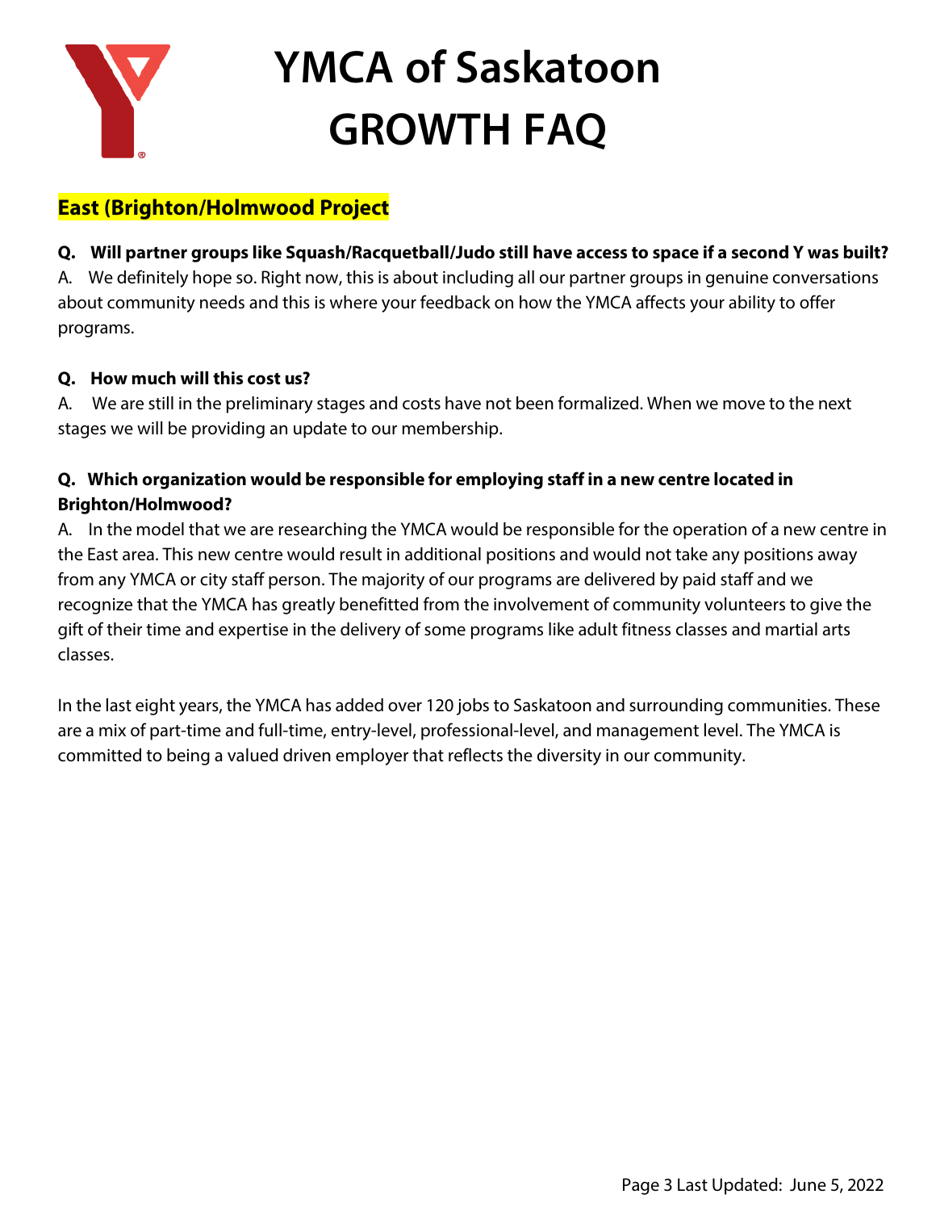# YMCA of Saskatoon GROWTH FAQ

## East (Brighton/Holmwood Project

**Q. Will partner groups like Squash/Racquetball/Judo still have access to space if a second Y was built?**

A. We definitely hope so. Right now, this is about including all our partner groups in genuine conversations about community needs and this is where your feedback on how the YMCA affects your ability to offer programs.

**Q. How much will this cost us?**

A. We are still in the preliminary stages and costs have not been formalized. When we move to the next stages we will be providing an update to our membership.

**Q. Which organization would be responsible for employing staff in a new centre located in Brighton/Holmwood?**

A. In the model that we are researching the YMCA would be responsible for the operation of a new centre in the East area. This new centre would result in additional positions and would not take any positions away from any YMCA or city staff person. The majority of our programs are delivered by paid staff and we recognize that the YMCA has greatly benefitted from the involvement of community volunteers to give the gift of their time and expertise in the delivery of some programs like adult fitness classes and martial arts classes.

In the last eight years, the YMCA has added over 120 jobs to Saskatoon and surrounding communities. These are a mix of part-time and full-time, entry-level, professional-level, and management level. The YMCA is committed to being a valued driven employer that reflects the diversity in our community.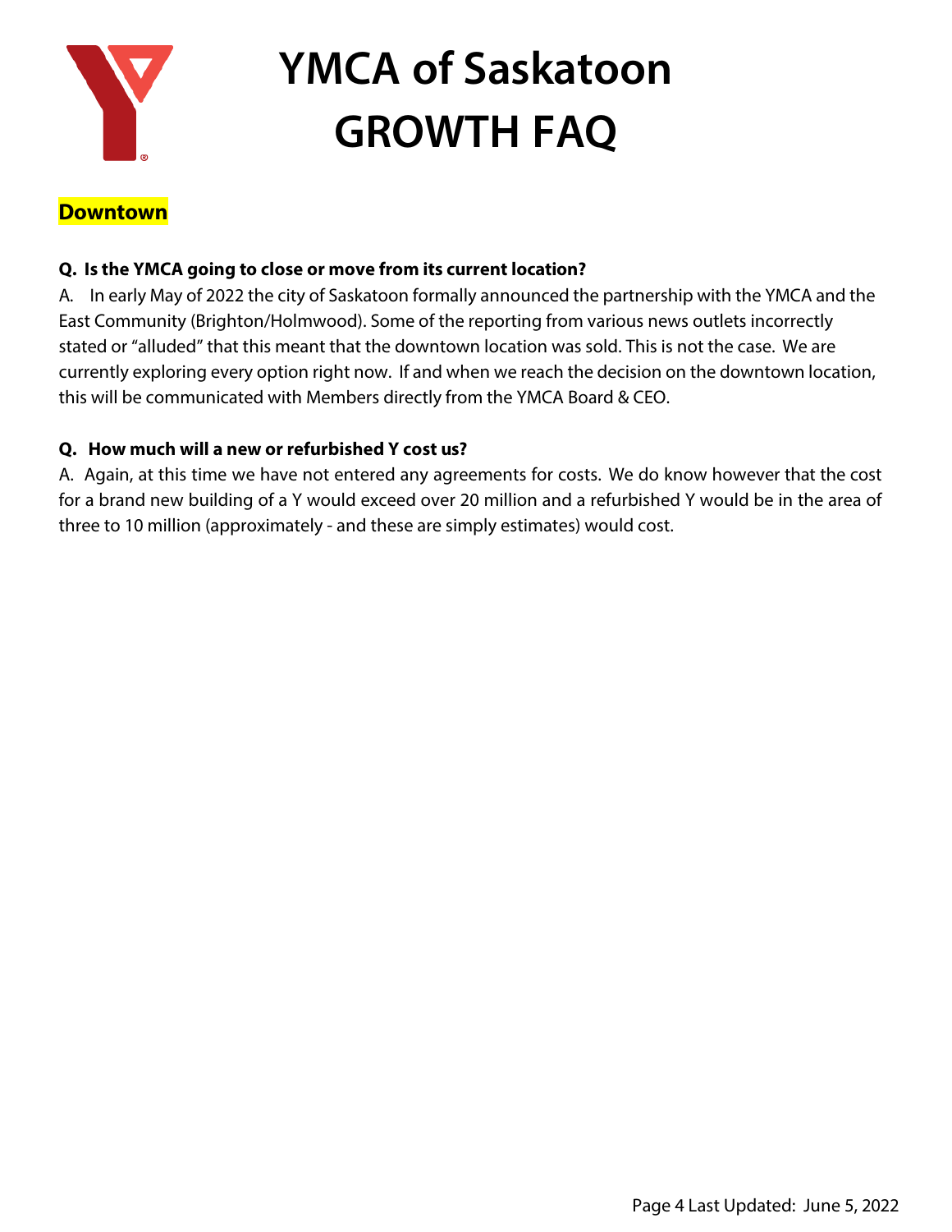# YMCA of Saskatoon GROWTH FAQ

## Downtown

**Q. Is the YMCA going to close or move from its current location?**

A. In early May of 2022 the city of Saskatoon formally announced the partnership with the YMCA and the East Community (Brighton/Holmwood). Some of the reporting from various news outlets incorrectly stated or "alluded" that this meant that the downtown location was sold. This is not the case. We are currently exploring every option right now. If and when we reach the decision on the downtown location, this will be communicated with Members directly from the YMCA Board & CEO.

**Q. How much will a new or refurbished Y cost us?**

A. Again, at this time we have not entered any agreements for costs. We do know however that the cost for a brand new building of a Y would exceed over 20 million and a refurbished Y would be in the area of three to 10 million (approximately - and these are simply estimates) would cost.

Last Updated: June 5, 2022